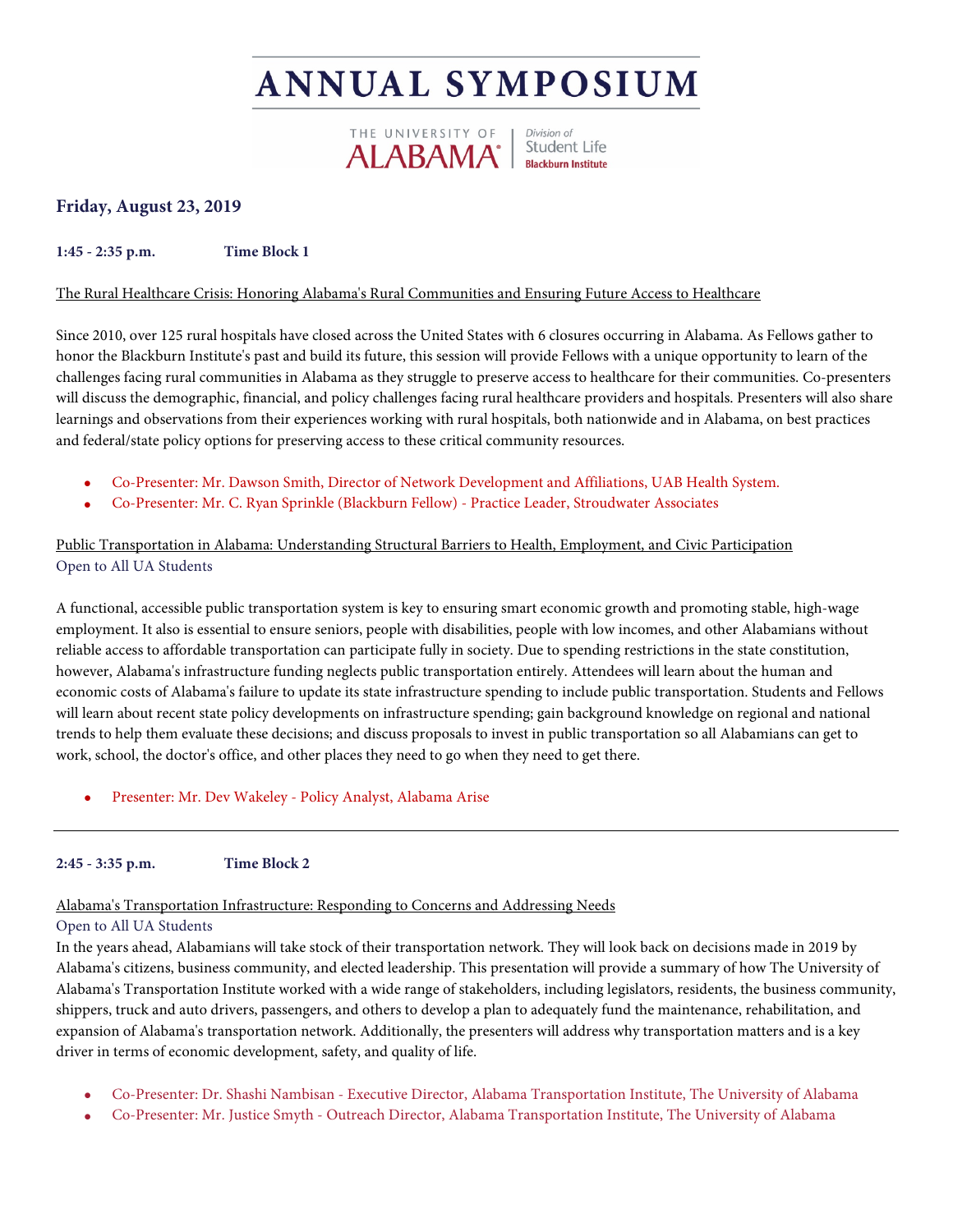# ANNUAL SYMPOSIUM

THE UNIVERSITY OF ALABAMA | Division of Student Life | Blackburn Institute

## Friday, August 23, 2019

**1:45 - 2:35 p.m.** **Time Block 1**

The Rural Healthcare Crisis: Honoring Alabama's Rural Communities and Ensuring Future Access to Healthcare

Since 2010, over 125 rural hospitals have closed across the United States with 6 closures occurring in Alabama. As Fellows gather to honor the Blackburn Institute's past and build its future, this session will provide Fellows with a unique opportunity to learn of the challenges facing rural communities in Alabama as they struggle to preserve access to healthcare for their communities. Co-presenters will discuss the demographic, financial, and policy challenges facing rural healthcare providers and hospitals. Presenters will also share learnings and observations from their experiences working with rural hospitals, both nationwide and in Alabama, on best practices and federal/state policy options for preserving access to these critical community resources.

- Co-Presenter: Mr. Dawson Smith, Director of Network Development and Affiliations, UAB Health System.
- Co-Presenter: Mr. C. Ryan Sprinkle (Blackburn Fellow) - Practice Leader, Stroudwater Associates

Public Transportation in Alabama: Understanding Structural Barriers to Health, Employment, and Civic Participation
Open to All UA Students

A functional, accessible public transportation system is key to ensuring smart economic growth and promoting stable, high-wage employment. It also is essential to ensure seniors, people with disabilities, people with low incomes, and other Alabamians without reliable access to affordable transportation can participate fully in society. Due to spending restrictions in the state constitution, however, Alabama's infrastructure funding neglects public transportation entirely. Attendees will learn about the human and economic costs of Alabama's failure to update its state infrastructure spending to include public transportation. Students and Fellows will learn about recent state policy developments on infrastructure spending; gain background knowledge on regional and national trends to help them evaluate these decisions; and discuss proposals to invest in public transportation so all Alabamians can get to work, school, the doctor's office, and other places they need to go when they need to get there.

- Presenter: Mr. Dev Wakeley - Policy Analyst, Alabama Arise

---

**2:45 - 3:35 p.m.** **Time Block 2**

Alabama's Transportation Infrastructure: Responding to Concerns and Addressing Needs
Open to All UA Students
In the years ahead, Alabamians will take stock of their transportation network. They will look back on decisions made in 2019 by Alabama's citizens, business community, and elected leadership. This presentation will provide a summary of how The University of Alabama's Transportation Institute worked with a wide range of stakeholders, including legislators, residents, the business community, shippers, truck and auto drivers, passengers, and others to develop a plan to adequately fund the maintenance, rehabilitation, and expansion of Alabama's transportation network. Additionally, the presenters will address why transportation matters and is a key driver in terms of economic development, safety, and quality of life.

- Co-Presenter: Dr. Shashi Nambisan - Executive Director, Alabama Transportation Institute, The University of Alabama
- Co-Presenter: Mr. Justice Smyth - Outreach Director, Alabama Transportation Institute, The University of Alabama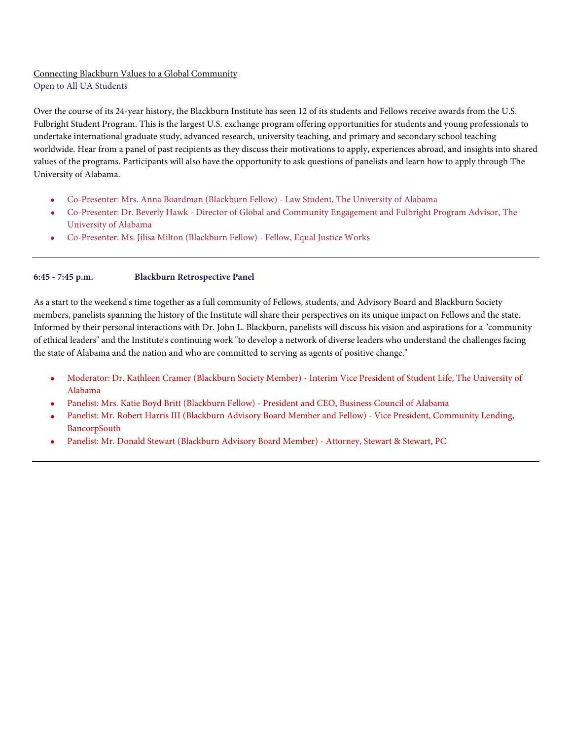Connecting Blackburn Values to a Global Community

Open to All UA Students

Over the course of its 24-year history, the Blackburn Institute has seen 12 of its students and Fellows receive awards from the U.S. Fulbright Student Program. This is the largest U.S. exchange program offering opportunities for students and young professionals to undertake international graduate study, advanced research, university teaching, and primary and secondary school teaching worldwide. Hear from a panel of past recipients as they discuss their motivations to apply, experiences abroad, and insights into shared values of the programs. Participants will also have the opportunity to ask questions of panelists and learn how to apply through The University of Alabama.

- Co-Presenter: Mrs. Anna Boardman (Blackburn Fellow) - Law Student, The University of Alabama
- Co-Presenter: Dr. Beverly Hawk - Director of Global and Community Engagement and Fulbright Program Advisor, The University of Alabama
- Co-Presenter: Ms. Jilisa Milton (Blackburn Fellow) - Fellow, Equal Justice Works

---

**6:45 - 7:45 p.m.** **Blackburn Retrospective Panel**

As a start to the weekend's time together as a full community of Fellows, students, and Advisory Board and Blackburn Society members, panelists spanning the history of the Institute will share their perspectives on its unique impact on Fellows and the state. Informed by their personal interactions with Dr. John L. Blackburn, panelists will discuss his vision and aspirations for a "community of ethical leaders" and the Institute's continuing work "to develop a network of diverse leaders who understand the challenges facing the state of Alabama and the nation and who are committed to serving as agents of positive change."

- Moderator: Dr. Kathleen Cramer (Blackburn Society Member) - Interim Vice President of Student Life, The University of Alabama
- Panelist: Mrs. Katie Boyd Britt (Blackburn Fellow) - President and CEO, Business Council of Alabama
- Panelist: Mr. Robert Harris III (Blackburn Advisory Board Member and Fellow) - Vice President, Community Lending, BancorpSouth
- Panelist: Mr. Donald Stewart (Blackburn Advisory Board Member) - Attorney, Stewart & Stewart, PC

---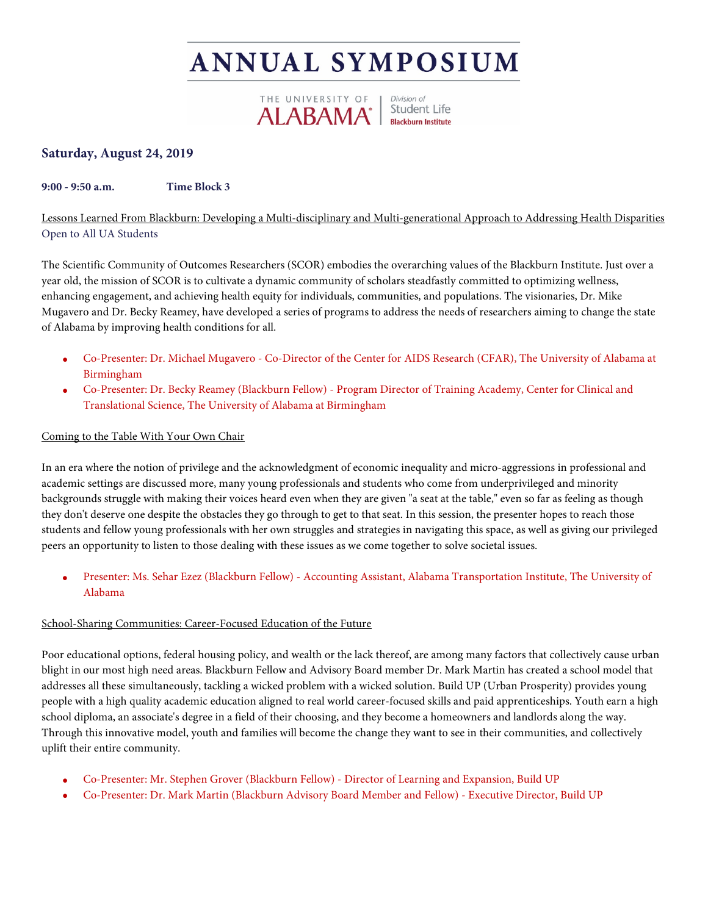# ANNUAL SYMPOSIUM

THE UNIVERSITY OF ALABAMA | Division of Student Life Blackburn Institute

## Saturday, August 24, 2019

**9:00 - 9:50 a.m.** **Time Block 3**

Lessons Learned From Blackburn: Developing a Multi-disciplinary and Multi-generational Approach to Addressing Health Disparities
Open to All UA Students

The Scientific Community of Outcomes Researchers (SCOR) embodies the overarching values of the Blackburn Institute. Just over a year old, the mission of SCOR is to cultivate a dynamic community of scholars steadfastly committed to optimizing wellness, enhancing engagement, and achieving health equity for individuals, communities, and populations. The visionaries, Dr. Mike Mugavero and Dr. Becky Reamey, have developed a series of programs to address the needs of researchers aiming to change the state of Alabama by improving health conditions for all.

- Co-Presenter: Dr. Michael Mugavero - Co-Director of the Center for AIDS Research (CFAR), The University of Alabama at Birmingham
- Co-Presenter: Dr. Becky Reamey (Blackburn Fellow) - Program Director of Training Academy, Center for Clinical and Translational Science, The University of Alabama at Birmingham

Coming to the Table With Your Own Chair

In an era where the notion of privilege and the acknowledgment of economic inequality and micro-aggressions in professional and academic settings are discussed more, many young professionals and students who come from underprivileged and minority backgrounds struggle with making their voices heard even when they are given "a seat at the table," even so far as feeling as though they don't deserve one despite the obstacles they go through to get to that seat. In this session, the presenter hopes to reach those students and fellow young professionals with her own struggles and strategies in navigating this space, as well as giving our privileged peers an opportunity to listen to those dealing with these issues as we come together to solve societal issues.

- Presenter: Ms. Sehar Ezez (Blackburn Fellow) - Accounting Assistant, Alabama Transportation Institute, The University of Alabama

School-Sharing Communities: Career-Focused Education of the Future

Poor educational options, federal housing policy, and wealth or the lack thereof, are among many factors that collectively cause urban blight in our most high need areas. Blackburn Fellow and Advisory Board member Dr. Mark Martin has created a school model that addresses all these simultaneously, tackling a wicked problem with a wicked solution. Build UP (Urban Prosperity) provides young people with a high quality academic education aligned to real world career-focused skills and paid apprenticeships. Youth earn a high school diploma, an associate's degree in a field of their choosing, and they become a homeowners and landlords along the way. Through this innovative model, youth and families will become the change they want to see in their communities, and collectively uplift their entire community.

- Co-Presenter: Mr. Stephen Grover (Blackburn Fellow) - Director of Learning and Expansion, Build UP
- Co-Presenter: Dr. Mark Martin (Blackburn Advisory Board Member and Fellow) - Executive Director, Build UP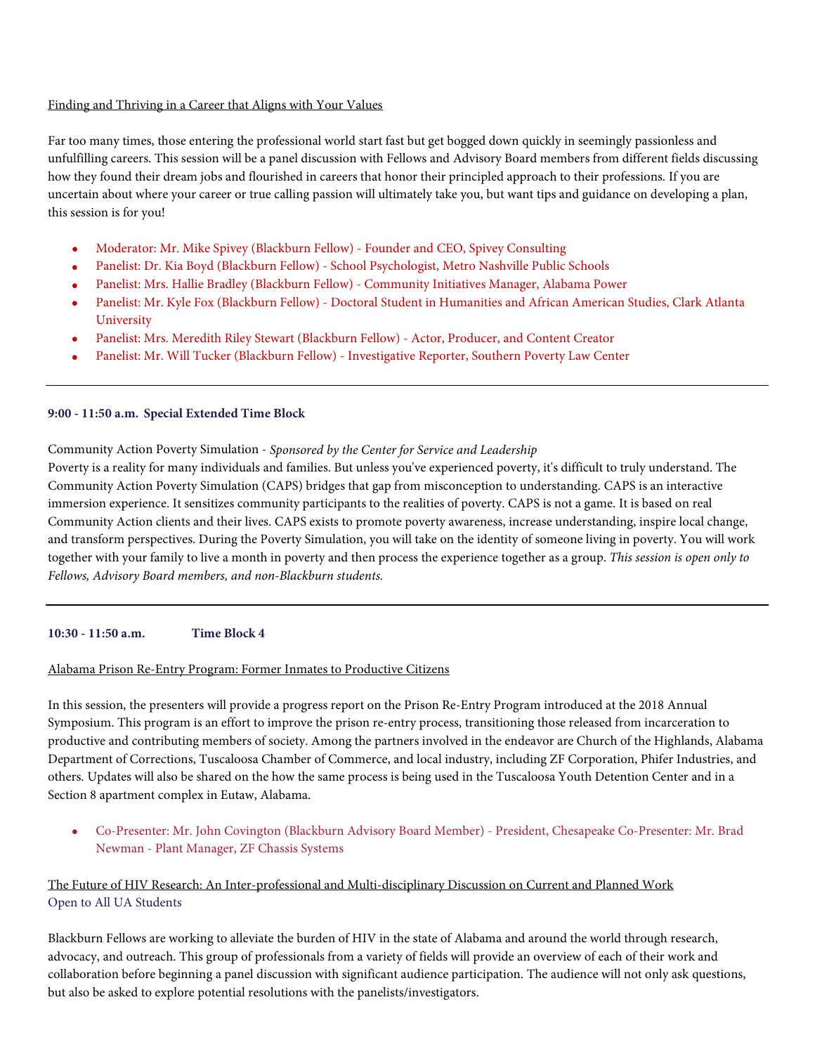Finding and Thriving in a Career that Aligns with Your Values

Far too many times, those entering the professional world start fast but get bogged down quickly in seemingly passionless and unfulfilling careers. This session will be a panel discussion with Fellows and Advisory Board members from different fields discussing how they found their dream jobs and flourished in careers that honor their principled approach to their professions. If you are uncertain about where your career or true calling passion will ultimately take you, but want tips and guidance on developing a plan, this session is for you!

- Moderator: Mr. Mike Spivey (Blackburn Fellow) - Founder and CEO, Spivey Consulting
- Panelist: Dr. Kia Boyd (Blackburn Fellow) - School Psychologist, Metro Nashville Public Schools
- Panelist: Mrs. Hallie Bradley (Blackburn Fellow) - Community Initiatives Manager, Alabama Power
- Panelist: Mr. Kyle Fox (Blackburn Fellow) - Doctoral Student in Humanities and African American Studies, Clark Atlanta University
- Panelist: Mrs. Meredith Riley Stewart (Blackburn Fellow) - Actor, Producer, and Content Creator
- Panelist: Mr. Will Tucker (Blackburn Fellow) - Investigative Reporter, Southern Poverty Law Center

---

**9:00 - 11:50 a.m. Special Extended Time Block**

Community Action Poverty Simulation - *Sponsored by the Center for Service and Leadership*
Poverty is a reality for many individuals and families. But unless you've experienced poverty, it's difficult to truly understand. The Community Action Poverty Simulation (CAPS) bridges that gap from misconception to understanding. CAPS is an interactive immersion experience. It sensitizes community participants to the realities of poverty. CAPS is not a game. It is based on real Community Action clients and their lives. CAPS exists to promote poverty awareness, increase understanding, inspire local change, and transform perspectives. During the Poverty Simulation, you will take on the identity of someone living in poverty. You will work together with your family to live a month in poverty and then process the experience together as a group. *This session is open only to Fellows, Advisory Board members, and non-Blackburn students.*

---

**10:30 - 11:50 a.m. Time Block 4**

Alabama Prison Re-Entry Program: Former Inmates to Productive Citizens

In this session, the presenters will provide a progress report on the Prison Re-Entry Program introduced at the 2018 Annual Symposium. This program is an effort to improve the prison re-entry process, transitioning those released from incarceration to productive and contributing members of society. Among the partners involved in the endeavor are Church of the Highlands, Alabama Department of Corrections, Tuscaloosa Chamber of Commerce, and local industry, including ZF Corporation, Phifer Industries, and others. Updates will also be shared on the how the same process is being used in the Tuscaloosa Youth Detention Center and in a Section 8 apartment complex in Eutaw, Alabama.

- Co-Presenter: Mr. John Covington (Blackburn Advisory Board Member) - President, Chesapeake Co-Presenter: Mr. Brad Newman - Plant Manager, ZF Chassis Systems

The Future of HIV Research: An Inter-professional and Multi-disciplinary Discussion on Current and Planned Work
Open to All UA Students

Blackburn Fellows are working to alleviate the burden of HIV in the state of Alabama and around the world through research, advocacy, and outreach. This group of professionals from a variety of fields will provide an overview of each of their work and collaboration before beginning a panel discussion with significant audience participation. The audience will not only ask questions, but also be asked to explore potential resolutions with the panelists/investigators.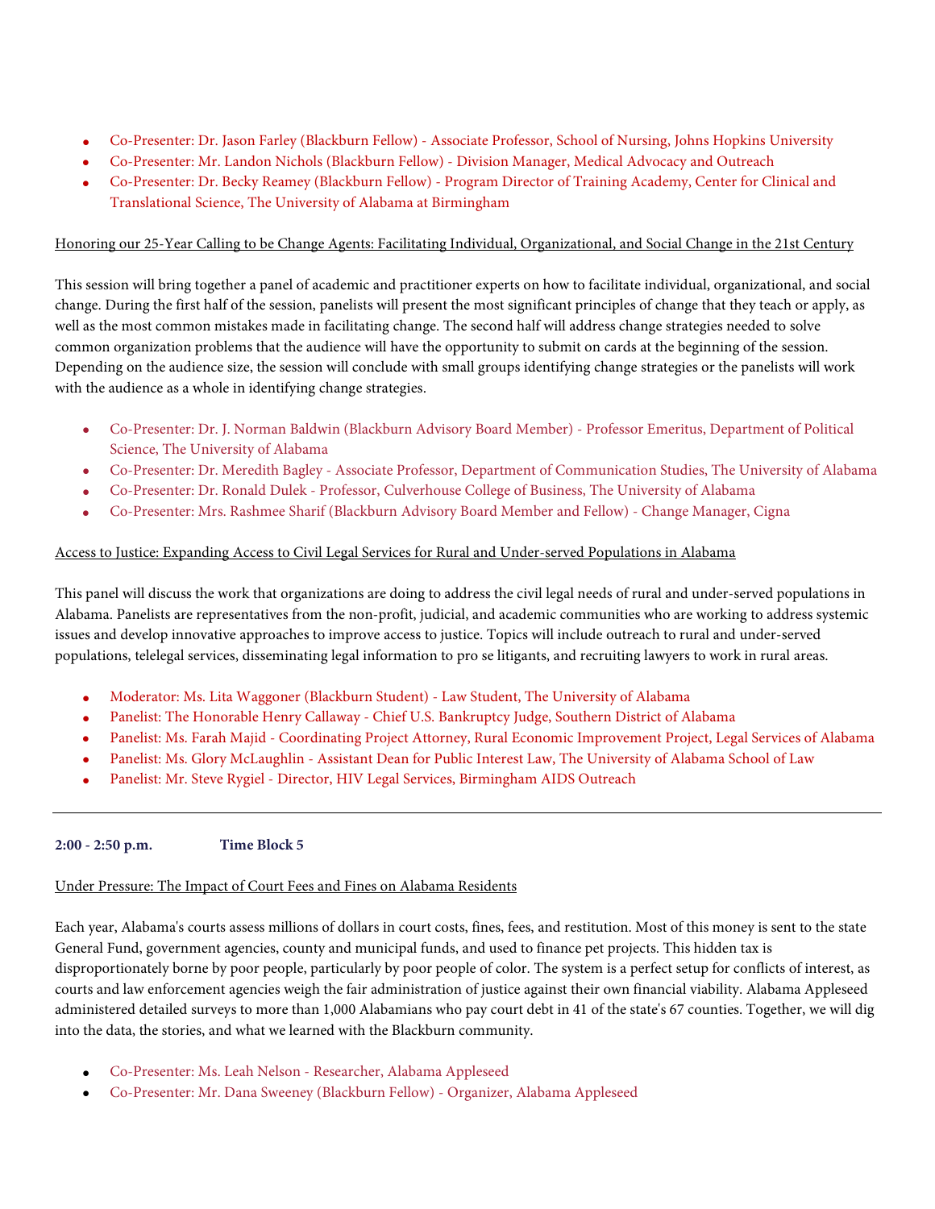- Co-Presenter: Dr. Jason Farley (Blackburn Fellow) - Associate Professor, School of Nursing, Johns Hopkins University
- Co-Presenter: Mr. Landon Nichols (Blackburn Fellow) - Division Manager, Medical Advocacy and Outreach
- Co-Presenter: Dr. Becky Reamey (Blackburn Fellow) - Program Director of Training Academy, Center for Clinical and Translational Science, The University of Alabama at Birmingham

Honoring our 25-Year Calling to be Change Agents: Facilitating Individual, Organizational, and Social Change in the 21st Century

This session will bring together a panel of academic and practitioner experts on how to facilitate individual, organizational, and social change. During the first half of the session, panelists will present the most significant principles of change that they teach or apply, as well as the most common mistakes made in facilitating change. The second half will address change strategies needed to solve common organization problems that the audience will have the opportunity to submit on cards at the beginning of the session. Depending on the audience size, the session will conclude with small groups identifying change strategies or the panelists will work with the audience as a whole in identifying change strategies.

- Co-Presenter: Dr. J. Norman Baldwin (Blackburn Advisory Board Member) - Professor Emeritus, Department of Political Science, The University of Alabama
- Co-Presenter: Dr. Meredith Bagley - Associate Professor, Department of Communication Studies, The University of Alabama
- Co-Presenter: Dr. Ronald Dulek - Professor, Culverhouse College of Business, The University of Alabama
- Co-Presenter: Mrs. Rashmee Sharif (Blackburn Advisory Board Member and Fellow) - Change Manager, Cigna

Access to Justice: Expanding Access to Civil Legal Services for Rural and Under-served Populations in Alabama

This panel will discuss the work that organizations are doing to address the civil legal needs of rural and under-served populations in Alabama. Panelists are representatives from the non-profit, judicial, and academic communities who are working to address systemic issues and develop innovative approaches to improve access to justice. Topics will include outreach to rural and under-served populations, telelegal services, disseminating legal information to pro se litigants, and recruiting lawyers to work in rural areas.

- Moderator: Ms. Lita Waggoner (Blackburn Student) - Law Student, The University of Alabama
- Panelist: The Honorable Henry Callaway - Chief U.S. Bankruptcy Judge, Southern District of Alabama
- Panelist: Ms. Farah Majid - Coordinating Project Attorney, Rural Economic Improvement Project, Legal Services of Alabama
- Panelist: Ms. Glory McLaughlin - Assistant Dean for Public Interest Law, The University of Alabama School of Law
- Panelist: Mr. Steve Rygiel - Director, HIV Legal Services, Birmingham AIDS Outreach

---

**2:00 - 2:50 p.m.** **Time Block 5**

Under Pressure: The Impact of Court Fees and Fines on Alabama Residents

Each year, Alabama's courts assess millions of dollars in court costs, fines, fees, and restitution. Most of this money is sent to the state General Fund, government agencies, county and municipal funds, and used to finance pet projects. This hidden tax is disproportionately borne by poor people, particularly by poor people of color. The system is a perfect setup for conflicts of interest, as courts and law enforcement agencies weigh the fair administration of justice against their own financial viability. Alabama Appleseed administered detailed surveys to more than 1,000 Alabamians who pay court debt in 41 of the state's 67 counties. Together, we will dig into the data, the stories, and what we learned with the Blackburn community.

- Co-Presenter: Ms. Leah Nelson - Researcher, Alabama Appleseed
- Co-Presenter: Mr. Dana Sweeney (Blackburn Fellow) - Organizer, Alabama Appleseed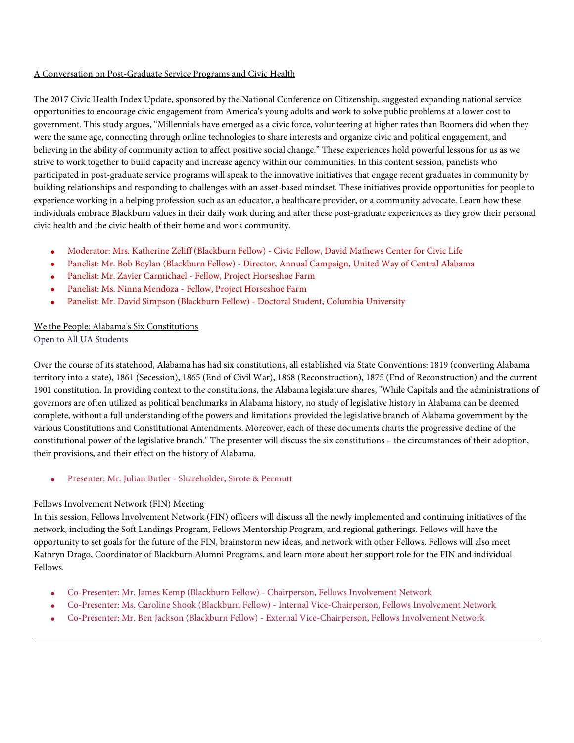A Conversation on Post-Graduate Service Programs and Civic Health

The 2017 Civic Health Index Update, sponsored by the National Conference on Citizenship, suggested expanding national service opportunities to encourage civic engagement from America's young adults and work to solve public problems at a lower cost to government. This study argues, "Millennials have emerged as a civic force, volunteering at higher rates than Boomers did when they were the same age, connecting through online technologies to share interests and organize civic and political engagement, and believing in the ability of community action to affect positive social change." These experiences hold powerful lessons for us as we strive to work together to build capacity and increase agency within our communities. In this content session, panelists who participated in post-graduate service programs will speak to the innovative initiatives that engage recent graduates in community by building relationships and responding to challenges with an asset-based mindset. These initiatives provide opportunities for people to experience working in a helping profession such as an educator, a healthcare provider, or a community advocate. Learn how these individuals embrace Blackburn values in their daily work during and after these post-graduate experiences as they grow their personal civic health and the civic health of their home and work community.

- Moderator: Mrs. Katherine Zeliff (Blackburn Fellow) - Civic Fellow, David Mathews Center for Civic Life
- Panelist: Mr. Bob Boylan (Blackburn Fellow) - Director, Annual Campaign, United Way of Central Alabama
- Panelist: Mr. Zavier Carmichael - Fellow, Project Horseshoe Farm
- Panelist: Ms. Ninna Mendoza - Fellow, Project Horseshoe Farm
- Panelist: Mr. David Simpson (Blackburn Fellow) - Doctoral Student, Columbia University

We the People: Alabama's Six Constitutions

Open to All UA Students

Over the course of its statehood, Alabama has had six constitutions, all established via State Conventions: 1819 (converting Alabama territory into a state), 1861 (Secession), 1865 (End of Civil War), 1868 (Reconstruction), 1875 (End of Reconstruction) and the current 1901 constitution. In providing context to the constitutions, the Alabama legislature shares, "While Capitals and the administrations of governors are often utilized as political benchmarks in Alabama history, no study of legislative history in Alabama can be deemed complete, without a full understanding of the powers and limitations provided the legislative branch of Alabama government by the various Constitutions and Constitutional Amendments. Moreover, each of these documents charts the progressive decline of the constitutional power of the legislative branch." The presenter will discuss the six constitutions – the circumstances of their adoption, their provisions, and their effect on the history of Alabama.

- Presenter: Mr. Julian Butler - Shareholder, Sirote & Permutt

Fellows Involvement Network (FIN) Meeting

In this session, Fellows Involvement Network (FIN) officers will discuss all the newly implemented and continuing initiatives of the network, including the Soft Landings Program, Fellows Mentorship Program, and regional gatherings. Fellows will have the opportunity to set goals for the future of the FIN, brainstorm new ideas, and network with other Fellows. Fellows will also meet Kathryn Drago, Coordinator of Blackburn Alumni Programs, and learn more about her support role for the FIN and individual Fellows.

- Co-Presenter: Mr. James Kemp (Blackburn Fellow) - Chairperson, Fellows Involvement Network
- Co-Presenter: Ms. Caroline Shook (Blackburn Fellow) - Internal Vice-Chairperson, Fellows Involvement Network
- Co-Presenter: Mr. Ben Jackson (Blackburn Fellow) - External Vice-Chairperson, Fellows Involvement Network